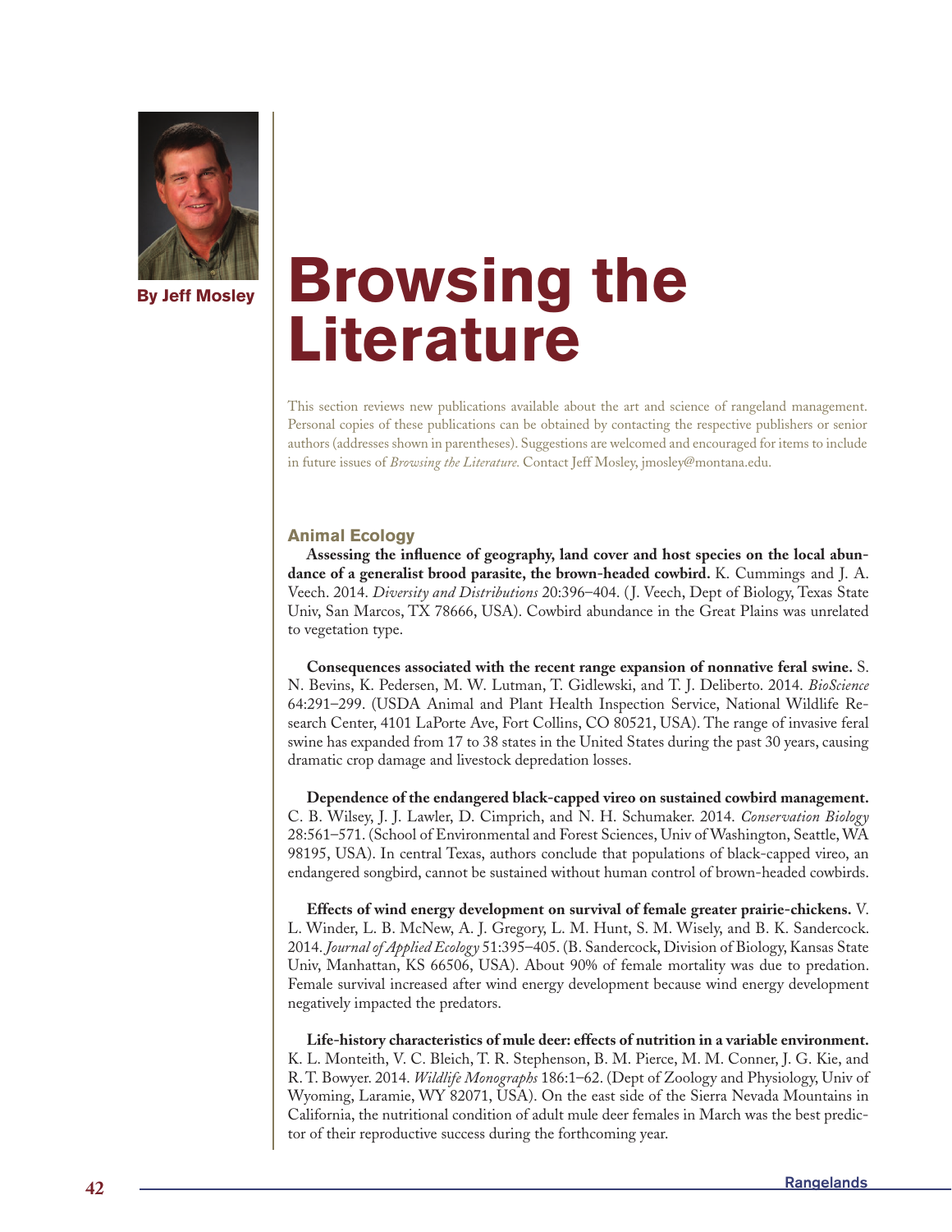By Jeff Mosley

# Browsing the Literature

This section reviews new publications available about the art and science of rangeland management. Personal copies of these publications can be obtained by contacting the respective publishers or senior authors (addresses shown in parentheses). Suggestions are welcomed and encouraged for items to include in future issues of *Browsing the Literature*. Contact Jeff Mosley, jmosley@montana.edu.

## Animal Ecology

**Assessing the influence of geography, land cover and host species on the local abundance of a generalist brood parasite, the brown-headed cowbird.** K. Cummings and J. A. Veech. 2014. *Diversity and Distributions* 20:396–404. (J. Veech, Dept of Biology, Texas State Univ, San Marcos, TX 78666, USA). Cowbird abundance in the Great Plains was unrelated to vegetation type.

**Consequences associated with the recent range expansion of nonnative feral swine.** S. N. Bevins, K. Pedersen, M. W. Lutman, T. Gidlewski, and T. J. Deliberto. 2014. *BioScience* 64:291–299. (USDA Animal and Plant Health Inspection Service, National Wildlife Research Center, 4101 LaPorte Ave, Fort Collins, CO 80521, USA). The range of invasive feral swine has expanded from 17 to 38 states in the United States during the past 30 years, causing dramatic crop damage and livestock depredation losses.

**Dependence of the endangered black-capped vireo on sustained cowbird management.** C. B. Wilsey, J. J. Lawler, D. Cimprich, and N. H. Schumaker. 2014. *Conservation Biology* 28:561–571. (School of Environmental and Forest Sciences, Univ of Washington, Seattle, WA 98195, USA). In central Texas, authors conclude that populations of black-capped vireo, an endangered songbird, cannot be sustained without human control of brown-headed cowbirds.

**Effects of wind energy development on survival of female greater prairie-chickens.** V. L. Winder, L. B. McNew, A. J. Gregory, L. M. Hunt, S. M. Wisely, and B. K. Sandercock. 2014. *Journal of Applied Ecology* 51:395–405. (B. Sandercock, Division of Biology, Kansas State Univ, Manhattan, KS 66506, USA). About 90% of female mortality was due to predation. Female survival increased after wind energy development because wind energy development negatively impacted the predators.

**Life-history characteristics of mule deer: effects of nutrition in a variable environment.** K. L. Monteith, V. C. Bleich, T. R. Stephenson, B. M. Pierce, M. M. Conner, J. G. Kie, and R. T. Bowyer. 2014. *Wildlife Monographs* 186:1–62. (Dept of Zoology and Physiology, Univ of Wyoming, Laramie, WY 82071, USA). On the east side of the Sierra Nevada Mountains in California, the nutritional condition of adult mule deer females in March was the best predictor of their reproductive success during the forthcoming year.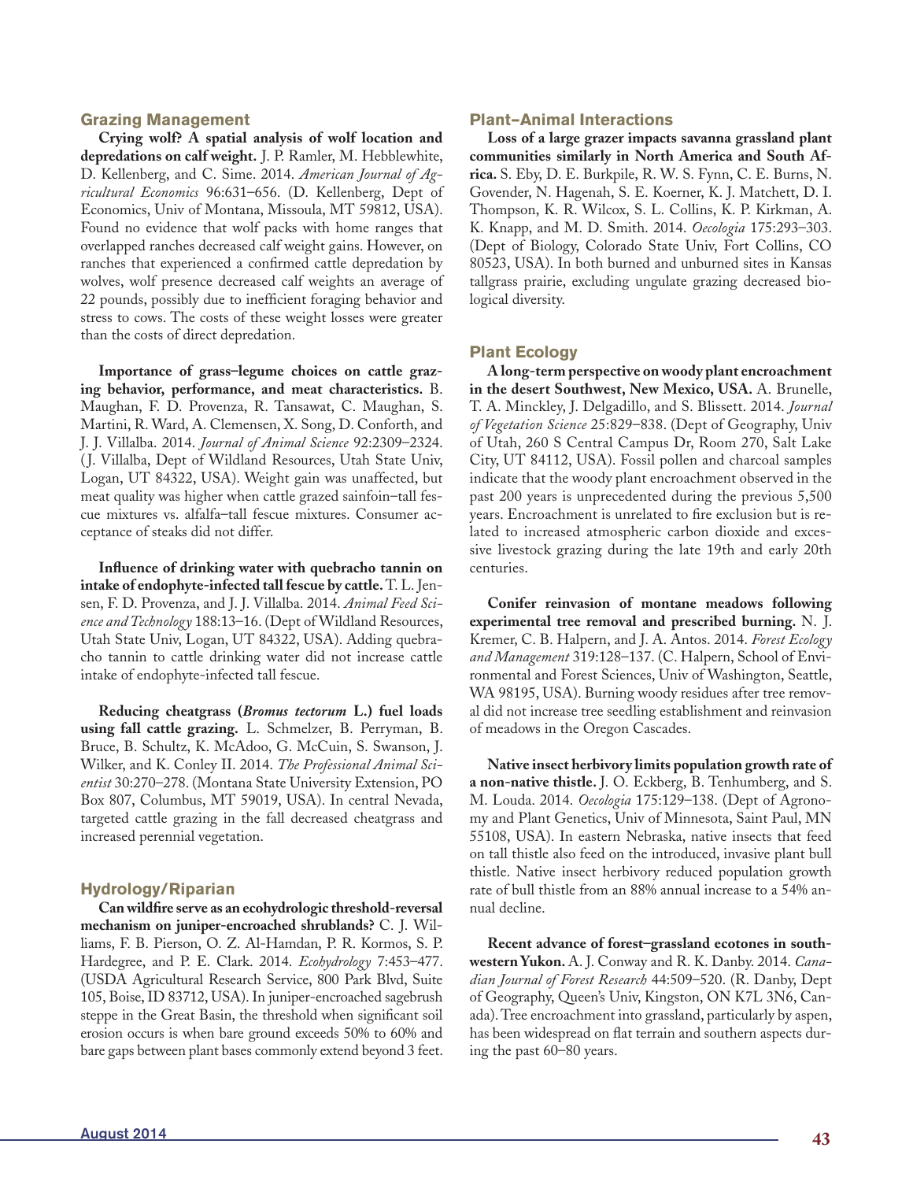## Grazing Management

**Crying wolf? A spatial analysis of wolf location and depredations on calf weight.** J. P. Ramler, M. Hebblewhite, D. Kellenberg, and C. Sime. 2014. *American Journal of Agricultural Economics* 96:631–656. (D. Kellenberg, Dept of Economics, Univ of Montana, Missoula, MT 59812, USA). Found no evidence that wolf packs with home ranges that overlapped ranches decreased calf weight gains. However, on ranches that experienced a confirmed cattle depredation by wolves, wolf presence decreased calf weights an average of 22 pounds, possibly due to inefficient foraging behavior and stress to cows. The costs of these weight losses were greater than the costs of direct depredation.

**Importance of grass–legume choices on cattle grazing behavior, performance, and meat characteristics.** B. Maughan, F. D. Provenza, R. Tansawat, C. Maughan, S. Martini, R. Ward, A. Clemensen, X. Song, D. Conforth, and J. J. Villalba. 2014. *Journal of Animal Science* 92:2309–2324. (J. Villalba, Dept of Wildland Resources, Utah State Univ, Logan, UT 84322, USA). Weight gain was unaffected, but meat quality was higher when cattle grazed sainfoin–tall fescue mixtures vs. alfalfa–tall fescue mixtures. Consumer acceptance of steaks did not differ.

**Influence of drinking water with quebracho tannin on intake of endophyte-infected tall fescue by cattle.** T. L. Jensen, F. D. Provenza, and J. J. Villalba. 2014. *Animal Feed Science and Technology* 188:13–16. (Dept of Wildland Resources, Utah State Univ, Logan, UT 84322, USA). Adding quebracho tannin to cattle drinking water did not increase cattle intake of endophyte-infected tall fescue.

**Reducing cheatgrass (*Bromus tectorum* L.) fuel loads using fall cattle grazing.** L. Schmelzer, B. Perryman, B. Bruce, B. Schultz, K. McAdoo, G. McCuin, S. Swanson, J. Wilker, and K. Conley II. 2014. *The Professional Animal Scientist* 30:270–278. (Montana State University Extension, PO Box 807, Columbus, MT 59019, USA). In central Nevada, targeted cattle grazing in the fall decreased cheatgrass and increased perennial vegetation.

## Hydrology/Riparian

**Can wildfire serve as an ecohydrologic threshold-reversal mechanism on juniper-encroached shrublands?** C. J. Williams, F. B. Pierson, O. Z. Al-Hamdan, P. R. Kormos, S. P. Hardegree, and P. E. Clark. 2014. *Ecohydrology* 7:453–477. (USDA Agricultural Research Service, 800 Park Blvd, Suite 105, Boise, ID 83712, USA). In juniper-encroached sagebrush steppe in the Great Basin, the threshold when significant soil erosion occurs is when bare ground exceeds 50% to 60% and bare gaps between plant bases commonly extend beyond 3 feet.

## Plant–Animal Interactions

**Loss of a large grazer impacts savanna grassland plant communities similarly in North America and South Africa.** S. Eby, D. E. Burkpile, R. W. S. Fynn, C. E. Burns, N. Govender, N. Hagenah, S. E. Koerner, K. J. Matchett, D. I. Thompson, K. R. Wilcox, S. L. Collins, K. P. Kirkman, A. K. Knapp, and M. D. Smith. 2014. *Oecologia* 175:293–303. (Dept of Biology, Colorado State Univ, Fort Collins, CO 80523, USA). In both burned and unburned sites in Kansas tallgrass prairie, excluding ungulate grazing decreased biological diversity.

## Plant Ecology

**A long-term perspective on woody plant encroachment in the desert Southwest, New Mexico, USA.** A. Brunelle, T. A. Minckley, J. Delgadillo, and S. Blissett. 2014. *Journal of Vegetation Science* 25:829–838. (Dept of Geography, Univ of Utah, 260 S Central Campus Dr, Room 270, Salt Lake City, UT 84112, USA). Fossil pollen and charcoal samples indicate that the woody plant encroachment observed in the past 200 years is unprecedented during the previous 5,500 years. Encroachment is unrelated to fire exclusion but is related to increased atmospheric carbon dioxide and excessive livestock grazing during the late 19th and early 20th centuries.

**Conifer reinvasion of montane meadows following experimental tree removal and prescribed burning.** N. J. Kremer, C. B. Halpern, and J. A. Antos. 2014. *Forest Ecology and Management* 319:128–137. (C. Halpern, School of Environmental and Forest Sciences, Univ of Washington, Seattle, WA 98195, USA). Burning woody residues after tree removal did not increase tree seedling establishment and reinvasion of meadows in the Oregon Cascades.

**Native insect herbivory limits population growth rate of a non-native thistle.** J. O. Eckberg, B. Tenhumberg, and S. M. Louda. 2014. *Oecologia* 175:129–138. (Dept of Agronomy and Plant Genetics, Univ of Minnesota, Saint Paul, MN 55108, USA). In eastern Nebraska, native insects that feed on tall thistle also feed on the introduced, invasive plant bull thistle. Native insect herbivory reduced population growth rate of bull thistle from an 88% annual increase to a 54% annual decline.

**Recent advance of forest–grassland ecotones in southwestern Yukon.** A. J. Conway and R. K. Danby. 2014. *Canadian Journal of Forest Research* 44:509–520. (R. Danby, Dept of Geography, Queen's Univ, Kingston, ON K7L 3N6, Canada). Tree encroachment into grassland, particularly by aspen, has been widespread on flat terrain and southern aspects during the past 60–80 years.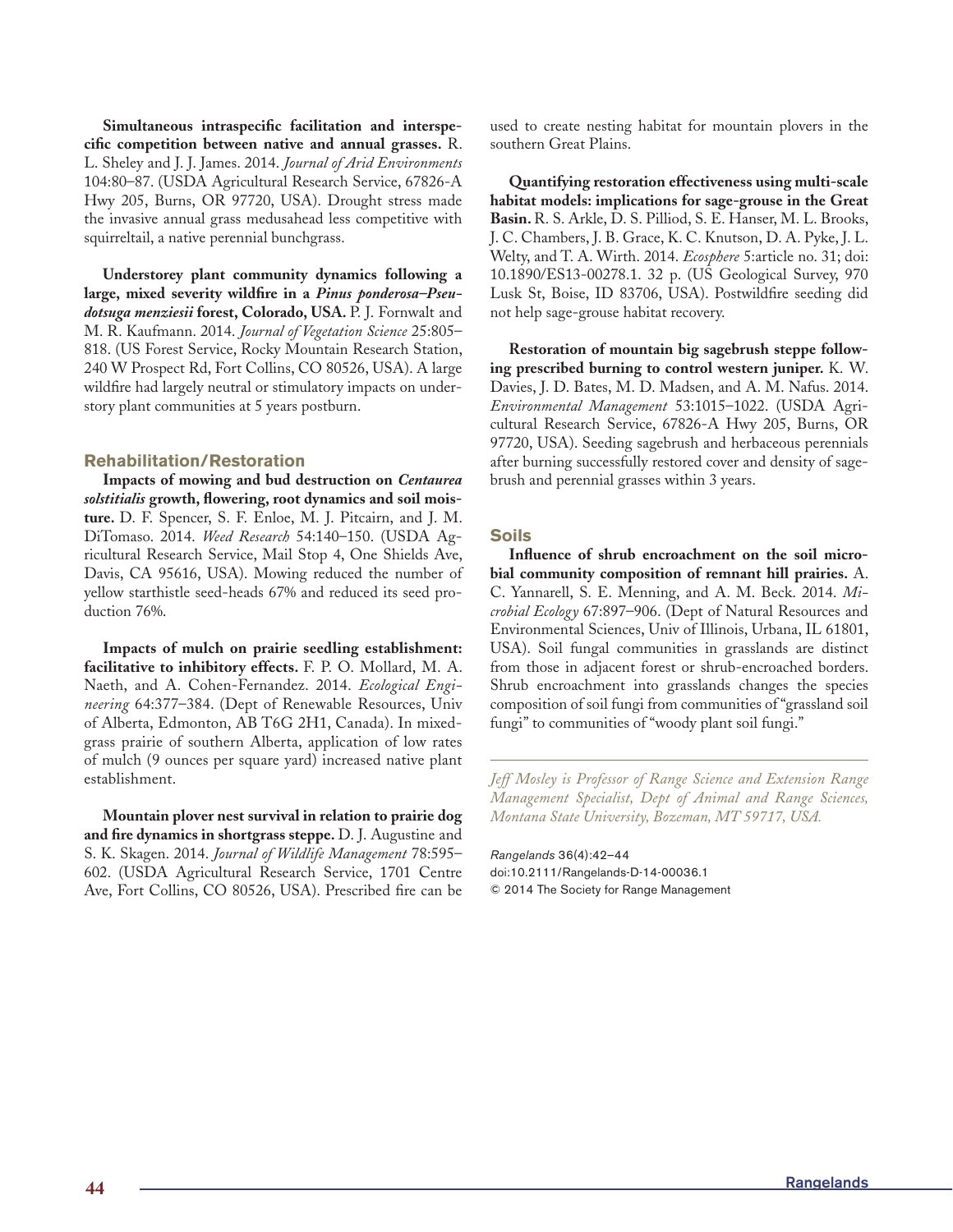**Simultaneous intraspecific facilitation and interspecific competition between native and annual grasses.** R. L. Sheley and J. J. James. 2014. *Journal of Arid Environments* 104:80–87. (USDA Agricultural Research Service, 67826-A Hwy 205, Burns, OR 97720, USA). Drought stress made the invasive annual grass medusahead less competitive with squirreltail, a native perennial bunchgrass.

**Understorey plant community dynamics following a large, mixed severity wildfire in a *Pinus ponderosa–Pseudotsuga menziesii* forest, Colorado, USA.** P. J. Fornwalt and M. R. Kaufmann. 2014. *Journal of Vegetation Science* 25:805–818. (US Forest Service, Rocky Mountain Research Station, 240 W Prospect Rd, Fort Collins, CO 80526, USA). A large wildfire had largely neutral or stimulatory impacts on understory plant communities at 5 years postburn.

## Rehabilitation/Restoration

**Impacts of mowing and bud destruction on *Centaurea solstitialis* growth, flowering, root dynamics and soil moisture.** D. F. Spencer, S. F. Enloe, M. J. Pitcairn, and J. M. DiTomaso. 2014. *Weed Research* 54:140–150. (USDA Agricultural Research Service, Mail Stop 4, One Shields Ave, Davis, CA 95616, USA). Mowing reduced the number of yellow starthistle seed-heads 67% and reduced its seed production 76%.

**Impacts of mulch on prairie seedling establishment: facilitative to inhibitory effects.** F. P. O. Mollard, M. A. Naeth, and A. Cohen-Fernandez. 2014. *Ecological Engineering* 64:377–384. (Dept of Renewable Resources, Univ of Alberta, Edmonton, AB T6G 2H1, Canada). In mixed-grass prairie of southern Alberta, application of low rates of mulch (9 ounces per square yard) increased native plant establishment.

**Mountain plover nest survival in relation to prairie dog and fire dynamics in shortgrass steppe.** D. J. Augustine and S. K. Skagen. 2014. *Journal of Wildlife Management* 78:595–602. (USDA Agricultural Research Service, 1701 Centre Ave, Fort Collins, CO 80526, USA). Prescribed fire can be used to create nesting habitat for mountain plovers in the southern Great Plains.

**Quantifying restoration effectiveness using multi-scale habitat models: implications for sage-grouse in the Great Basin.** R. S. Arkle, D. S. Pilliod, S. E. Hanser, M. L. Brooks, J. C. Chambers, J. B. Grace, K. C. Knutson, D. A. Pyke, J. L. Welty, and T. A. Wirth. 2014. *Ecosphere* 5:article no. 31; doi: 10.1890/ES13-00278.1. 32 p. (US Geological Survey, 970 Lusk St, Boise, ID 83706, USA). Postwildfire seeding did not help sage-grouse habitat recovery.

**Restoration of mountain big sagebrush steppe following prescribed burning to control western juniper.** K. W. Davies, J. D. Bates, M. D. Madsen, and A. M. Nafus. 2014. *Environmental Management* 53:1015–1022. (USDA Agricultural Research Service, 67826-A Hwy 205, Burns, OR 97720, USA). Seeding sagebrush and herbaceous perennials after burning successfully restored cover and density of sagebrush and perennial grasses within 3 years.

## Soils

**Influence of shrub encroachment on the soil microbial community composition of remnant hill prairies.** A. C. Yannarell, S. E. Menning, and A. M. Beck. 2014. *Microbial Ecology* 67:897–906. (Dept of Natural Resources and Environmental Sciences, Univ of Illinois, Urbana, IL 61801, USA). Soil fungal communities in grasslands are distinct from those in adjacent forest or shrub-encroached borders. Shrub encroachment into grasslands changes the species composition of soil fungi from communities of "grassland soil fungi" to communities of "woody plant soil fungi."

---

*Jeff Mosley is Professor of Range Science and Extension Range Management Specialist, Dept of Animal and Range Sciences, Montana State University, Bozeman, MT 59717, USA.*

*Rangelands* 36(4):42–44
doi:10.2111/Rangelands-D-14-00036.1
© 2014 The Society for Range Management